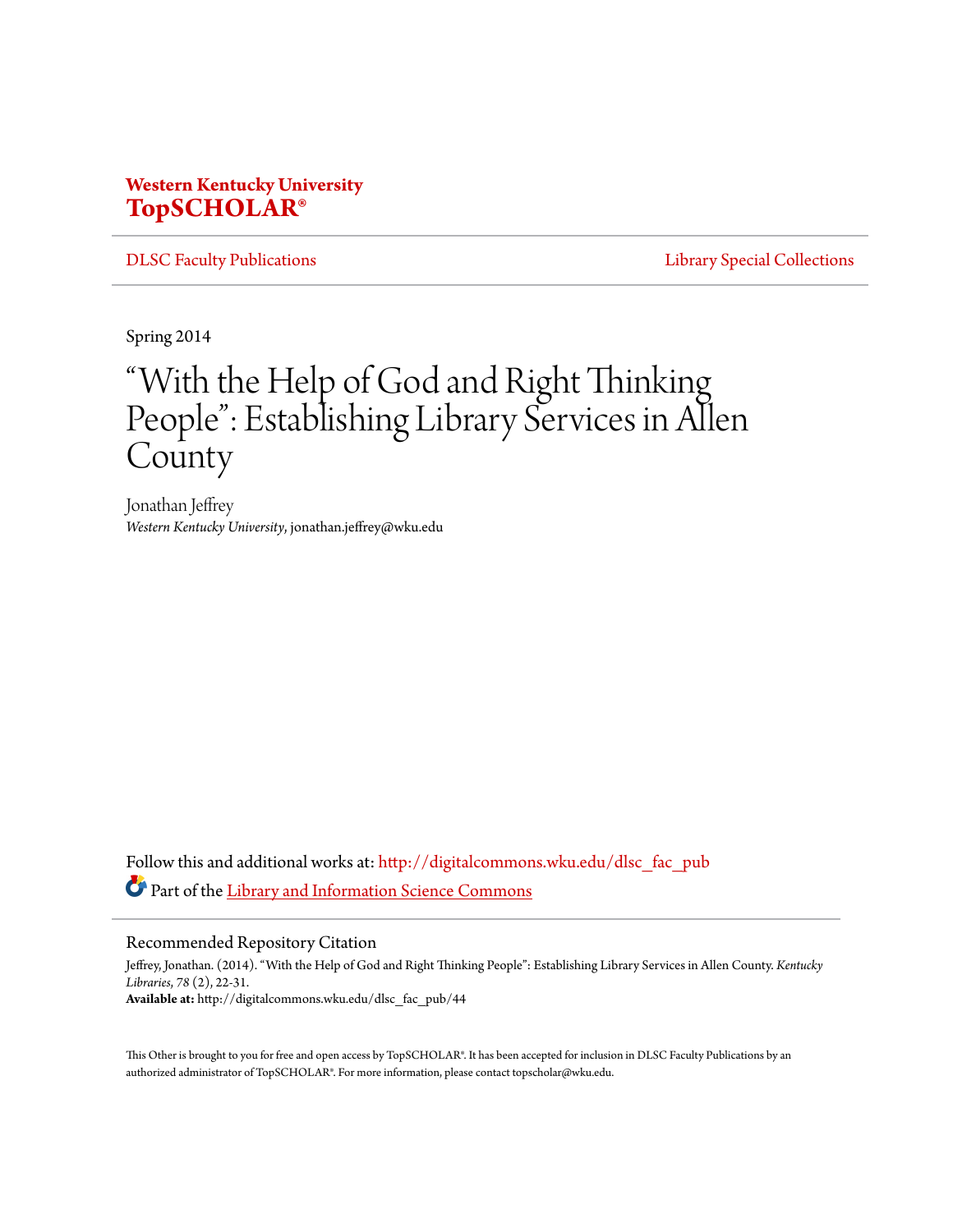**Western Kentucky University**
**TopSCHOLAR®**

DLSC Faculty Publications | Library Special Collections

Spring 2014

# "With the Help of God and Right Thinking People": Establishing Library Services in Allen County

Jonathan Jeffrey
*Western Kentucky University*, jonathan.jeffrey@wku.edu

Follow this and additional works at: http://digitalcommons.wku.edu/dlsc_fac_pub

Part of the Library and Information Science Commons

## Recommended Repository Citation

Jeffrey, Jonathan. (2014). "With the Help of God and Right Thinking People": Establishing Library Services in Allen County. *Kentucky Libraries*, *78* (2), 22-31.
**Available at:** http://digitalcommons.wku.edu/dlsc_fac_pub/44

This Other is brought to you for free and open access by TopSCHOLAR®. It has been accepted for inclusion in DLSC Faculty Publications by an authorized administrator of TopSCHOLAR®. For more information, please contact topscholar@wku.edu.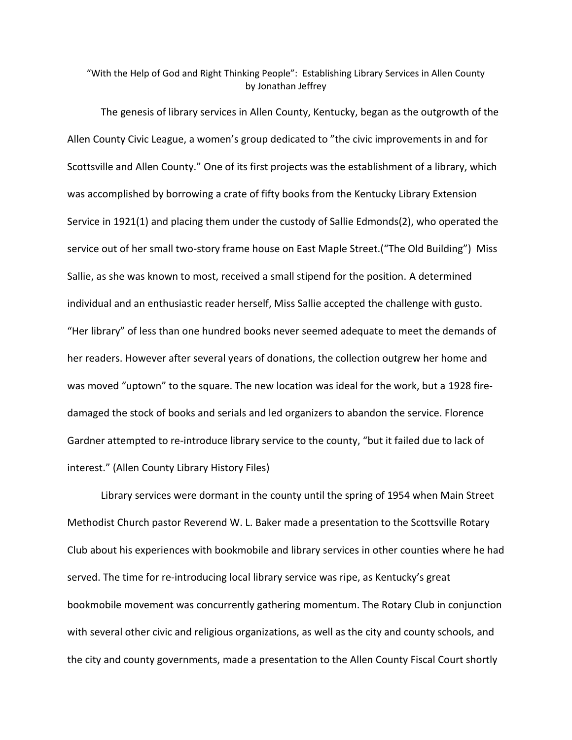“With the Help of God and Right Thinking People”: Establishing Library Services in Allen County
by Jonathan Jeffrey

The genesis of library services in Allen County, Kentucky, began as the outgrowth of the Allen County Civic League, a women’s group dedicated to ”the civic improvements in and for Scottsville and Allen County.” One of its first projects was the establishment of a library, which was accomplished by borrowing a crate of fifty books from the Kentucky Library Extension Service in 1921(1) and placing them under the custody of Sallie Edmonds(2), who operated the service out of her small two-story frame house on East Maple Street.(“The Old Building”) Miss Sallie, as she was known to most, received a small stipend for the position. A determined individual and an enthusiastic reader herself, Miss Sallie accepted the challenge with gusto. “Her library” of less than one hundred books never seemed adequate to meet the demands of her readers. However after several years of donations, the collection outgrew her home and was moved “uptown” to the square. The new location was ideal for the work, but a 1928 fire-damaged the stock of books and serials and led organizers to abandon the service. Florence Gardner attempted to re-introduce library service to the county, “but it failed due to lack of interest.” (Allen County Library History Files)

Library services were dormant in the county until the spring of 1954 when Main Street Methodist Church pastor Reverend W. L. Baker made a presentation to the Scottsville Rotary Club about his experiences with bookmobile and library services in other counties where he had served. The time for re-introducing local library service was ripe, as Kentucky’s great bookmobile movement was concurrently gathering momentum. The Rotary Club in conjunction with several other civic and religious organizations, as well as the city and county schools, and the city and county governments, made a presentation to the Allen County Fiscal Court shortly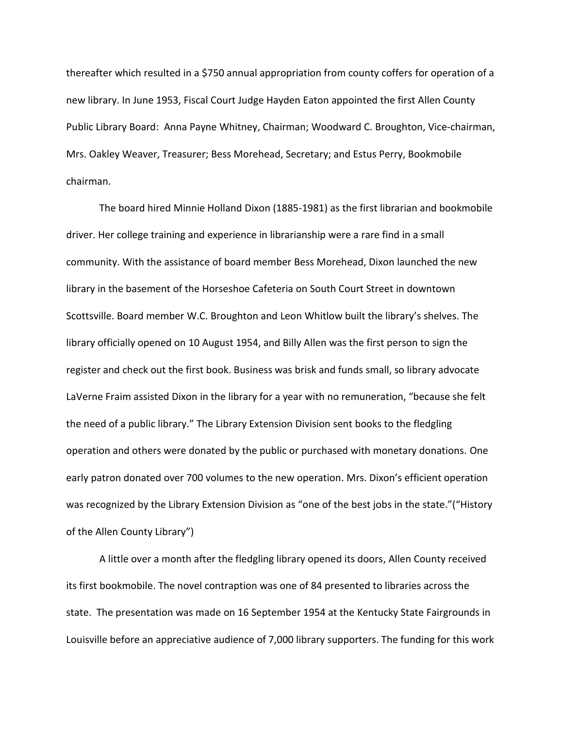thereafter which resulted in a $750 annual appropriation from county coffers for operation of a new library. In June 1953, Fiscal Court Judge Hayden Eaton appointed the first Allen County Public Library Board: Anna Payne Whitney, Chairman; Woodward C. Broughton, Vice-chairman, Mrs. Oakley Weaver, Treasurer; Bess Morehead, Secretary; and Estus Perry, Bookmobile chairman.

The board hired Minnie Holland Dixon (1885-1981) as the first librarian and bookmobile driver. Her college training and experience in librarianship were a rare find in a small community. With the assistance of board member Bess Morehead, Dixon launched the new library in the basement of the Horseshoe Cafeteria on South Court Street in downtown Scottsville. Board member W.C. Broughton and Leon Whitlow built the library's shelves. The library officially opened on 10 August 1954, and Billy Allen was the first person to sign the register and check out the first book. Business was brisk and funds small, so library advocate LaVerne Fraim assisted Dixon in the library for a year with no remuneration, "because she felt the need of a public library." The Library Extension Division sent books to the fledgling operation and others were donated by the public or purchased with monetary donations. One early patron donated over 700 volumes to the new operation. Mrs. Dixon's efficient operation was recognized by the Library Extension Division as "one of the best jobs in the state."("History of the Allen County Library")

A little over a month after the fledgling library opened its doors, Allen County received its first bookmobile. The novel contraption was one of 84 presented to libraries across the state. The presentation was made on 16 September 1954 at the Kentucky State Fairgrounds in Louisville before an appreciative audience of 7,000 library supporters. The funding for this work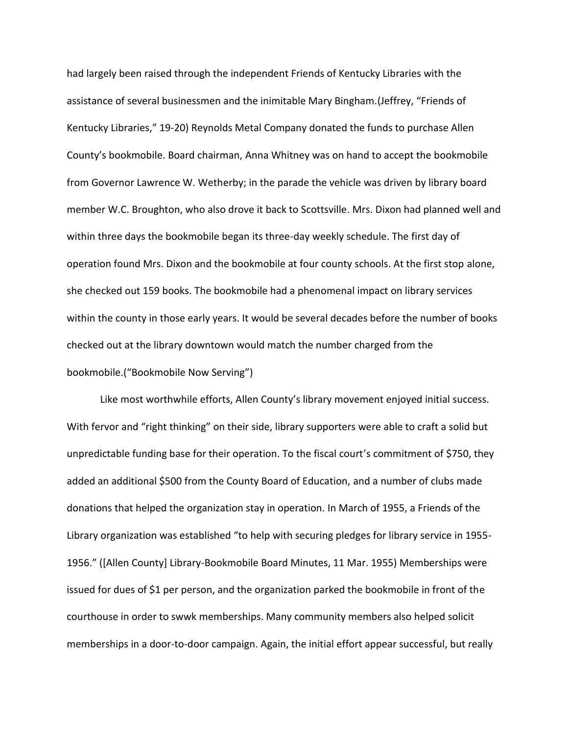had largely been raised through the independent Friends of Kentucky Libraries with the assistance of several businessmen and the inimitable Mary Bingham.(Jeffrey, "Friends of Kentucky Libraries," 19-20) Reynolds Metal Company donated the funds to purchase Allen County's bookmobile. Board chairman, Anna Whitney was on hand to accept the bookmobile from Governor Lawrence W. Wetherby; in the parade the vehicle was driven by library board member W.C. Broughton, who also drove it back to Scottsville. Mrs. Dixon had planned well and within three days the bookmobile began its three-day weekly schedule. The first day of operation found Mrs. Dixon and the bookmobile at four county schools. At the first stop alone, she checked out 159 books. The bookmobile had a phenomenal impact on library services within the county in those early years. It would be several decades before the number of books checked out at the library downtown would match the number charged from the bookmobile.("Bookmobile Now Serving")

Like most worthwhile efforts, Allen County's library movement enjoyed initial success. With fervor and "right thinking" on their side, library supporters were able to craft a solid but unpredictable funding base for their operation. To the fiscal court's commitment of $750, they added an additional $500 from the County Board of Education, and a number of clubs made donations that helped the organization stay in operation. In March of 1955, a Friends of the Library organization was established "to help with securing pledges for library service in 1955-1956." ([Allen County] Library-Bookmobile Board Minutes, 11 Mar. 1955) Memberships were issued for dues of $1 per person, and the organization parked the bookmobile in front of the courthouse in order to swwk memberships. Many community members also helped solicit memberships in a door-to-door campaign. Again, the initial effort appear successful, but really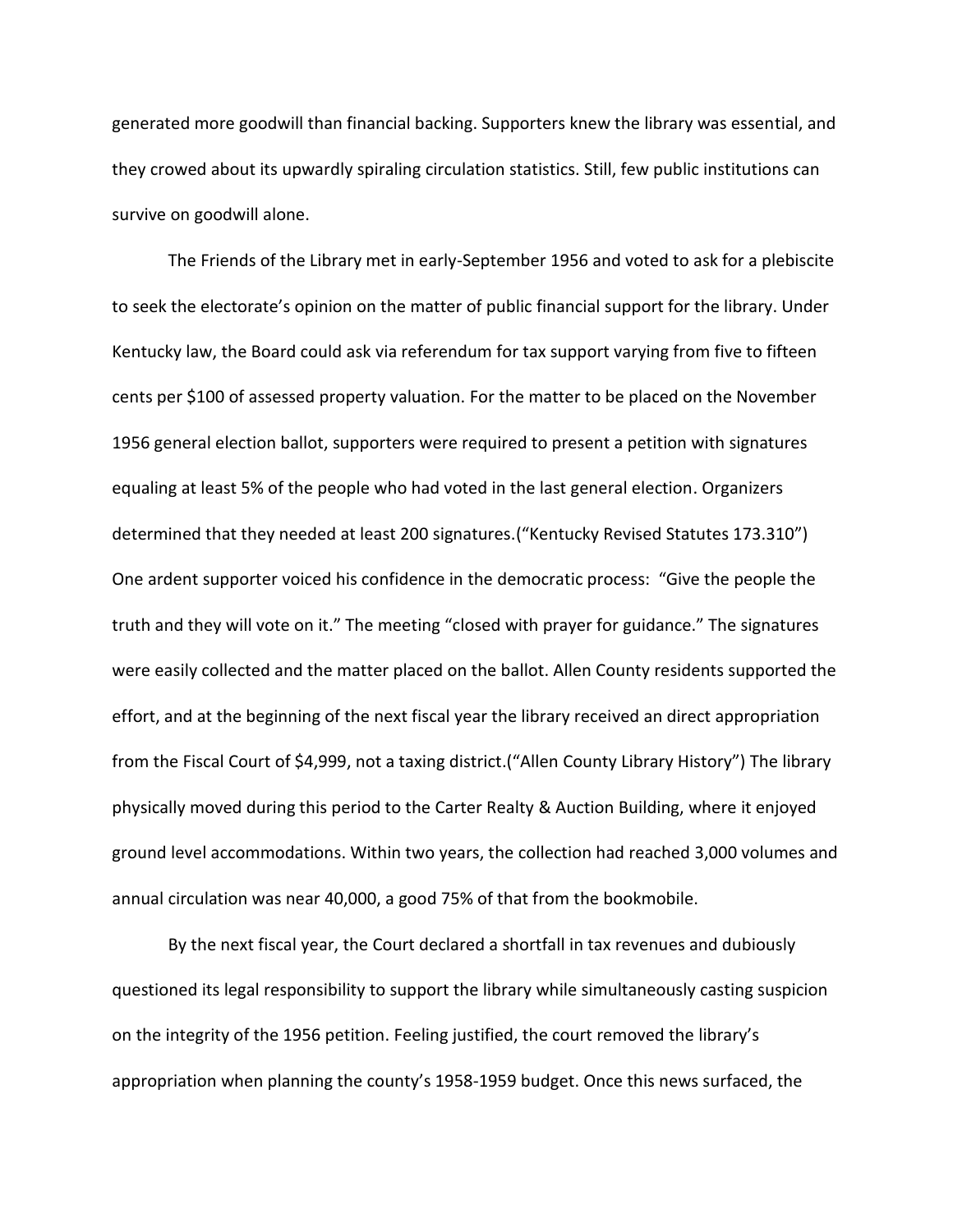generated more goodwill than financial backing. Supporters knew the library was essential, and they crowed about its upwardly spiraling circulation statistics. Still, few public institutions can survive on goodwill alone.

The Friends of the Library met in early-September 1956 and voted to ask for a plebiscite to seek the electorate's opinion on the matter of public financial support for the library. Under Kentucky law, the Board could ask via referendum for tax support varying from five to fifteen cents per $100 of assessed property valuation. For the matter to be placed on the November 1956 general election ballot, supporters were required to present a petition with signatures equaling at least 5% of the people who had voted in the last general election. Organizers determined that they needed at least 200 signatures.("Kentucky Revised Statutes 173.310") One ardent supporter voiced his confidence in the democratic process: "Give the people the truth and they will vote on it." The meeting "closed with prayer for guidance." The signatures were easily collected and the matter placed on the ballot. Allen County residents supported the effort, and at the beginning of the next fiscal year the library received an direct appropriation from the Fiscal Court of $4,999, not a taxing district.("Allen County Library History") The library physically moved during this period to the Carter Realty & Auction Building, where it enjoyed ground level accommodations. Within two years, the collection had reached 3,000 volumes and annual circulation was near 40,000, a good 75% of that from the bookmobile.

By the next fiscal year, the Court declared a shortfall in tax revenues and dubiously questioned its legal responsibility to support the library while simultaneously casting suspicion on the integrity of the 1956 petition. Feeling justified, the court removed the library's appropriation when planning the county's 1958-1959 budget. Once this news surfaced, the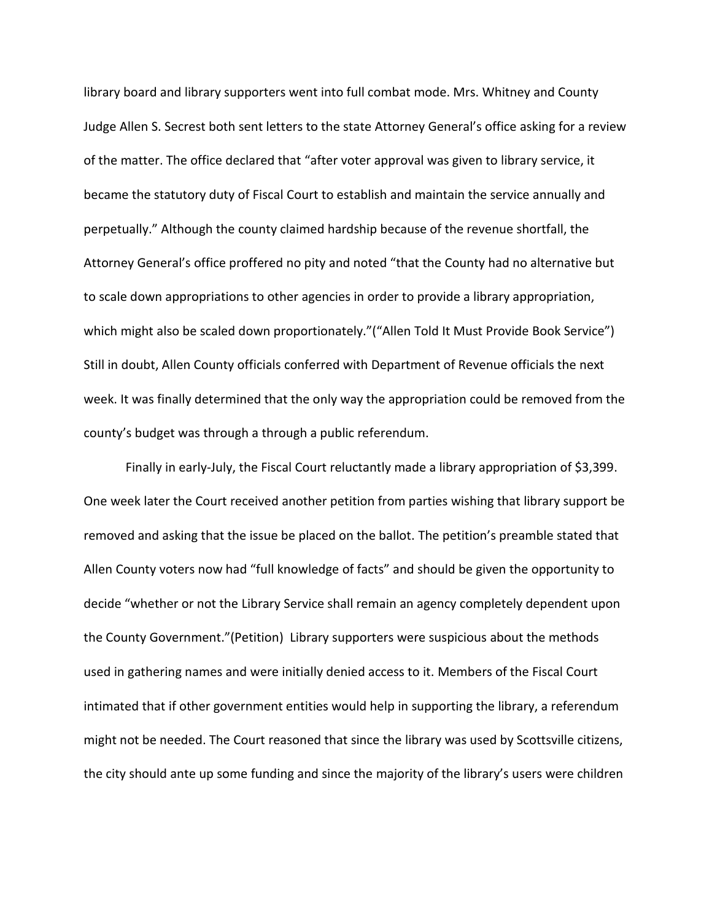library board and library supporters went into full combat mode. Mrs. Whitney and County Judge Allen S. Secrest both sent letters to the state Attorney General's office asking for a review of the matter. The office declared that "after voter approval was given to library service, it became the statutory duty of Fiscal Court to establish and maintain the service annually and perpetually." Although the county claimed hardship because of the revenue shortfall, the Attorney General's office proffered no pity and noted "that the County had no alternative but to scale down appropriations to other agencies in order to provide a library appropriation, which might also be scaled down proportionately."("Allen Told It Must Provide Book Service") Still in doubt, Allen County officials conferred with Department of Revenue officials the next week. It was finally determined that the only way the appropriation could be removed from the county's budget was through a through a public referendum.

Finally in early-July, the Fiscal Court reluctantly made a library appropriation of $3,399. One week later the Court received another petition from parties wishing that library support be removed and asking that the issue be placed on the ballot. The petition's preamble stated that Allen County voters now had "full knowledge of facts" and should be given the opportunity to decide "whether or not the Library Service shall remain an agency completely dependent upon the County Government."(Petition) Library supporters were suspicious about the methods used in gathering names and were initially denied access to it. Members of the Fiscal Court intimated that if other government entities would help in supporting the library, a referendum might not be needed. The Court reasoned that since the library was used by Scottsville citizens, the city should ante up some funding and since the majority of the library's users were children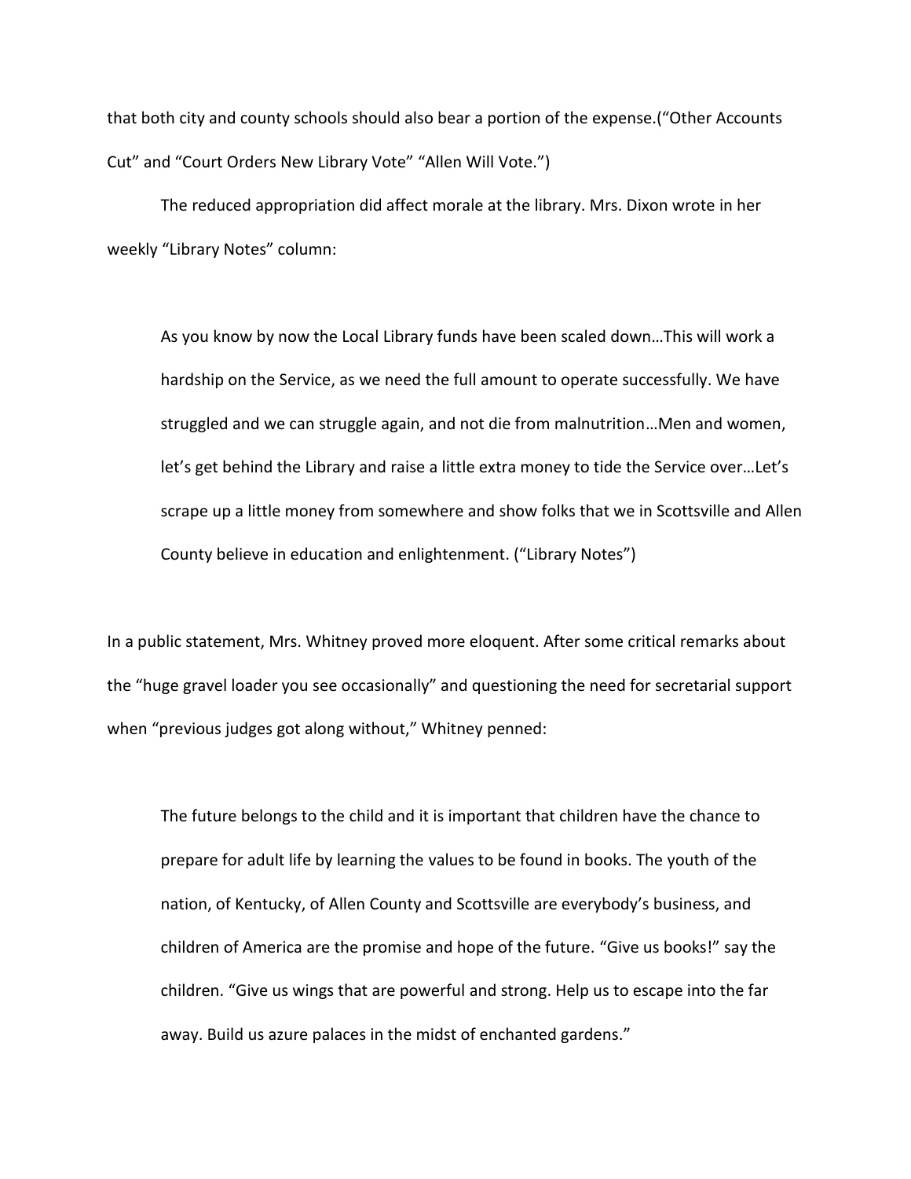that both city and county schools should also bear a portion of the expense.("Other Accounts Cut" and "Court Orders New Library Vote" "Allen Will Vote.")

The reduced appropriation did affect morale at the library. Mrs. Dixon wrote in her weekly "Library Notes" column:

> As you know by now the Local Library funds have been scaled down…This will work a hardship on the Service, as we need the full amount to operate successfully. We have struggled and we can struggle again, and not die from malnutrition…Men and women, let's get behind the Library and raise a little extra money to tide the Service over…Let's scrape up a little money from somewhere and show folks that we in Scottsville and Allen County believe in education and enlightenment. ("Library Notes")

In a public statement, Mrs. Whitney proved more eloquent. After some critical remarks about the "huge gravel loader you see occasionally" and questioning the need for secretarial support when "previous judges got along without," Whitney penned:

> The future belongs to the child and it is important that children have the chance to prepare for adult life by learning the values to be found in books. The youth of the nation, of Kentucky, of Allen County and Scottsville are everybody's business, and children of America are the promise and hope of the future. "Give us books!" say the children. "Give us wings that are powerful and strong. Help us to escape into the far away. Build us azure palaces in the midst of enchanted gardens."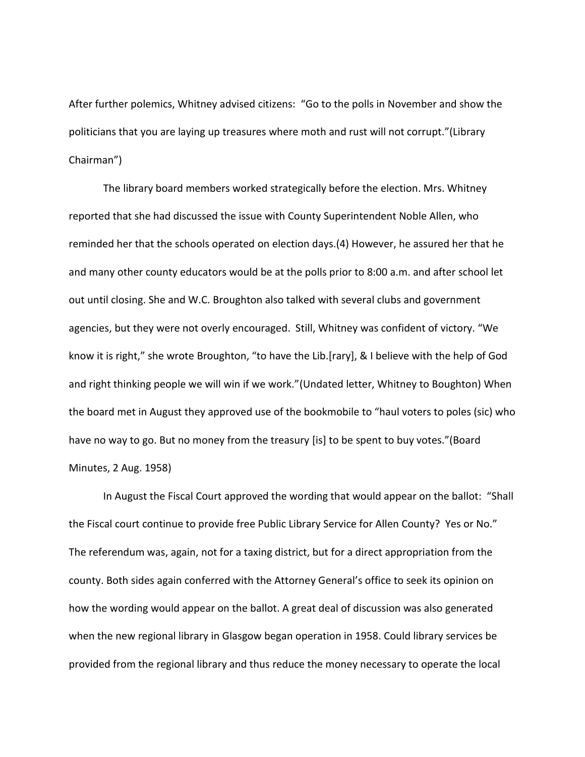After further polemics, Whitney advised citizens: "Go to the polls in November and show the politicians that you are laying up treasures where moth and rust will not corrupt."(Library Chairman")

The library board members worked strategically before the election. Mrs. Whitney reported that she had discussed the issue with County Superintendent Noble Allen, who reminded her that the schools operated on election days.(4) However, he assured her that he and many other county educators would be at the polls prior to 8:00 a.m. and after school let out until closing. She and W.C. Broughton also talked with several clubs and government agencies, but they were not overly encouraged. Still, Whitney was confident of victory. "We know it is right," she wrote Broughton, "to have the Lib.[rary], & I believe with the help of God and right thinking people we will win if we work."(Undated letter, Whitney to Boughton) When the board met in August they approved use of the bookmobile to "haul voters to poles (sic) who have no way to go. But no money from the treasury [is] to be spent to buy votes."(Board Minutes, 2 Aug. 1958)

In August the Fiscal Court approved the wording that would appear on the ballot: "Shall the Fiscal court continue to provide free Public Library Service for Allen County? Yes or No." The referendum was, again, not for a taxing district, but for a direct appropriation from the county. Both sides again conferred with the Attorney General's office to seek its opinion on how the wording would appear on the ballot. A great deal of discussion was also generated when the new regional library in Glasgow began operation in 1958. Could library services be provided from the regional library and thus reduce the money necessary to operate the local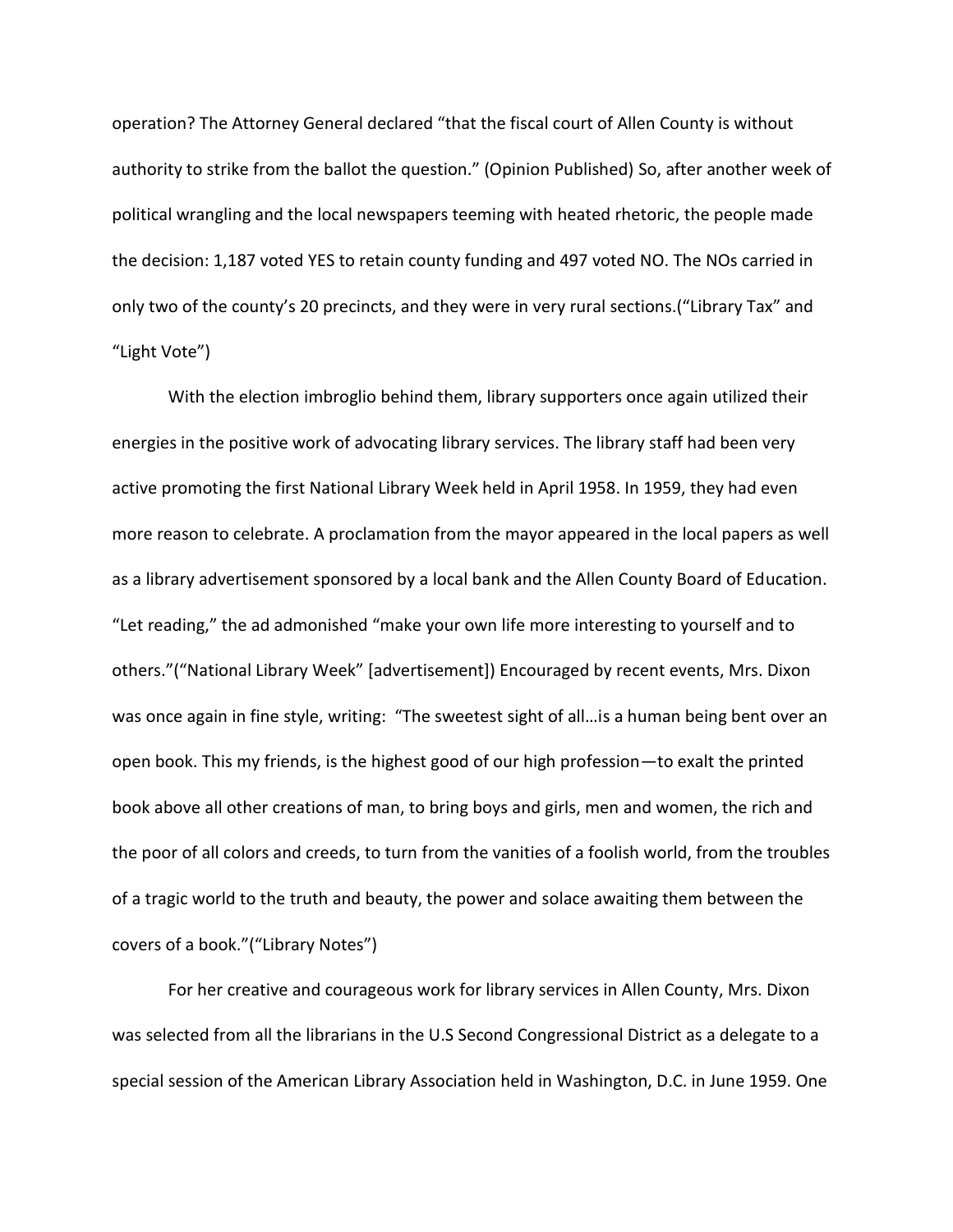operation? The Attorney General declared "that the fiscal court of Allen County is without authority to strike from the ballot the question." (Opinion Published) So, after another week of political wrangling and the local newspapers teeming with heated rhetoric, the people made the decision: 1,187 voted YES to retain county funding and 497 voted NO. The NOs carried in only two of the county's 20 precincts, and they were in very rural sections.("Library Tax" and "Light Vote")

With the election imbroglio behind them, library supporters once again utilized their energies in the positive work of advocating library services. The library staff had been very active promoting the first National Library Week held in April 1958. In 1959, they had even more reason to celebrate. A proclamation from the mayor appeared in the local papers as well as a library advertisement sponsored by a local bank and the Allen County Board of Education. "Let reading," the ad admonished "make your own life more interesting to yourself and to others."("National Library Week" [advertisement]) Encouraged by recent events, Mrs. Dixon was once again in fine style, writing: "The sweetest sight of all…is a human being bent over an open book. This my friends, is the highest good of our high profession—to exalt the printed book above all other creations of man, to bring boys and girls, men and women, the rich and the poor of all colors and creeds, to turn from the vanities of a foolish world, from the troubles of a tragic world to the truth and beauty, the power and solace awaiting them between the covers of a book."("Library Notes")

For her creative and courageous work for library services in Allen County, Mrs. Dixon was selected from all the librarians in the U.S Second Congressional District as a delegate to a special session of the American Library Association held in Washington, D.C. in June 1959. One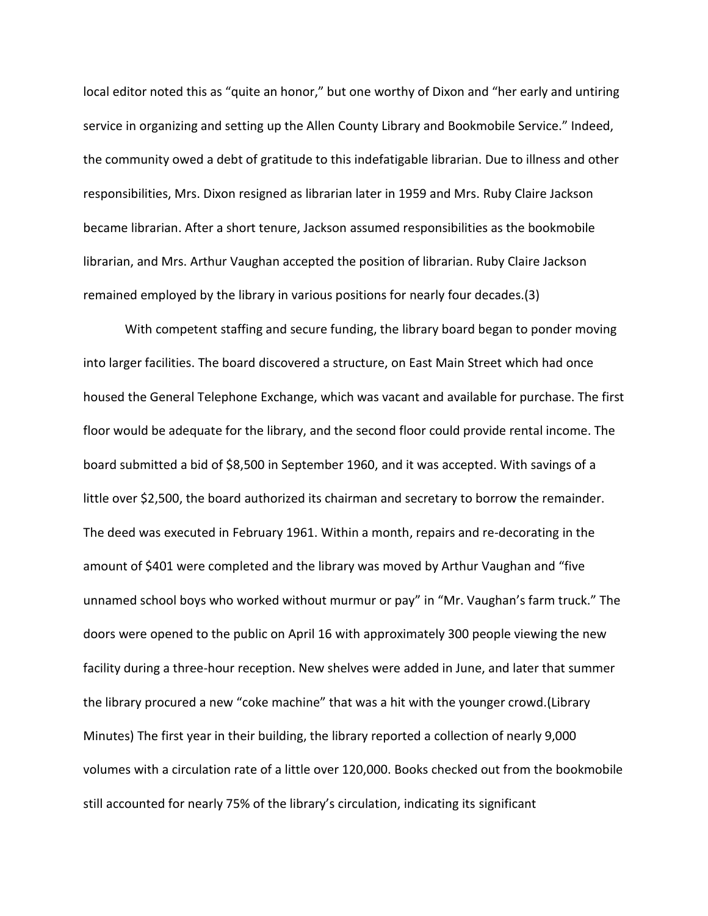local editor noted this as "quite an honor," but one worthy of Dixon and "her early and untiring service in organizing and setting up the Allen County Library and Bookmobile Service." Indeed, the community owed a debt of gratitude to this indefatigable librarian. Due to illness and other responsibilities, Mrs. Dixon resigned as librarian later in 1959 and Mrs. Ruby Claire Jackson became librarian. After a short tenure, Jackson assumed responsibilities as the bookmobile librarian, and Mrs. Arthur Vaughan accepted the position of librarian. Ruby Claire Jackson remained employed by the library in various positions for nearly four decades.(3)

With competent staffing and secure funding, the library board began to ponder moving into larger facilities. The board discovered a structure, on East Main Street which had once housed the General Telephone Exchange, which was vacant and available for purchase. The first floor would be adequate for the library, and the second floor could provide rental income. The board submitted a bid of $8,500 in September 1960, and it was accepted. With savings of a little over $2,500, the board authorized its chairman and secretary to borrow the remainder. The deed was executed in February 1961. Within a month, repairs and re-decorating in the amount of $401 were completed and the library was moved by Arthur Vaughan and "five unnamed school boys who worked without murmur or pay" in "Mr. Vaughan's farm truck." The doors were opened to the public on April 16 with approximately 300 people viewing the new facility during a three-hour reception. New shelves were added in June, and later that summer the library procured a new "coke machine" that was a hit with the younger crowd.(Library Minutes) The first year in their building, the library reported a collection of nearly 9,000 volumes with a circulation rate of a little over 120,000. Books checked out from the bookmobile still accounted for nearly 75% of the library's circulation, indicating its significant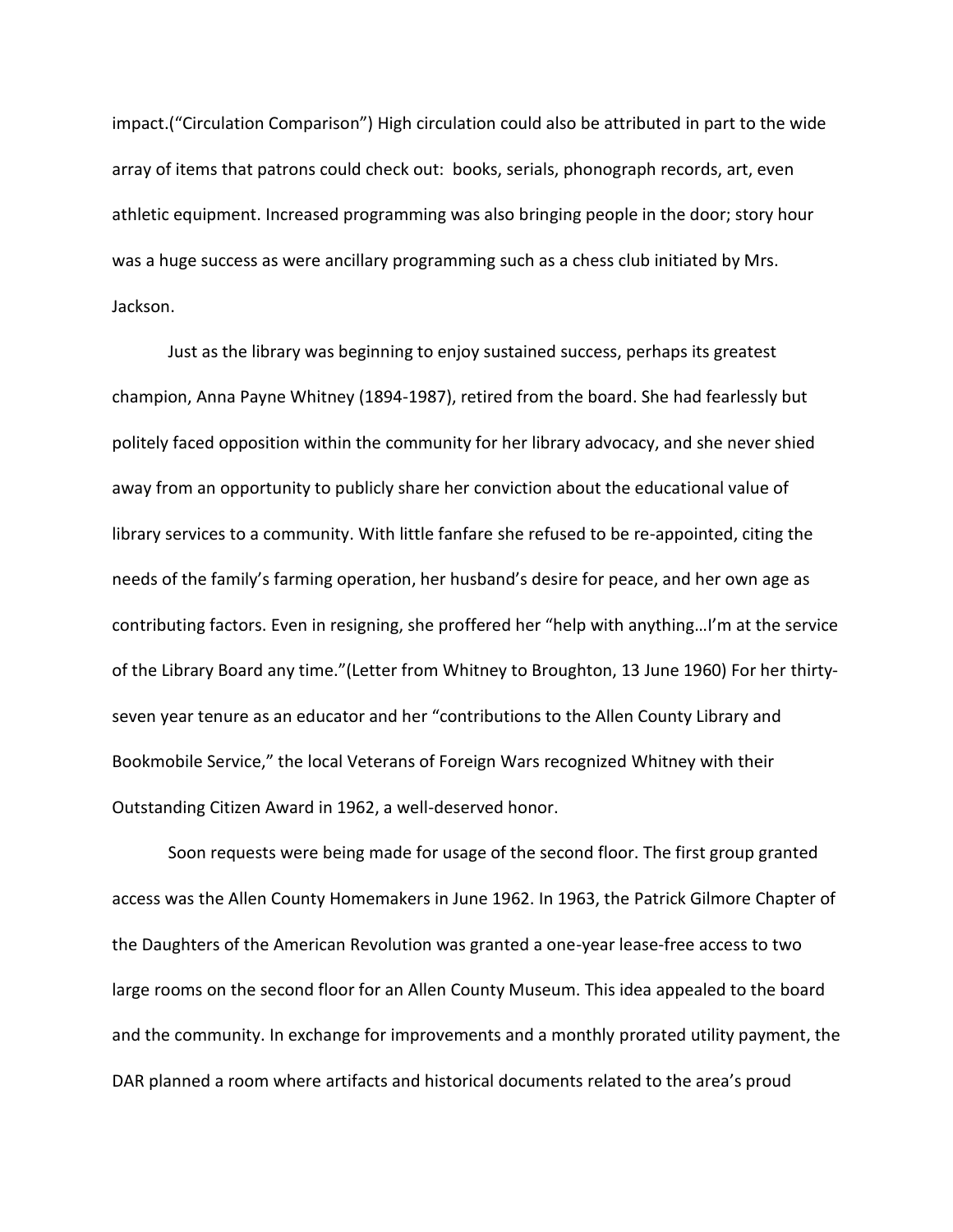impact.("Circulation Comparison") High circulation could also be attributed in part to the wide array of items that patrons could check out: books, serials, phonograph records, art, even athletic equipment. Increased programming was also bringing people in the door; story hour was a huge success as were ancillary programming such as a chess club initiated by Mrs. Jackson.

Just as the library was beginning to enjoy sustained success, perhaps its greatest champion, Anna Payne Whitney (1894-1987), retired from the board. She had fearlessly but politely faced opposition within the community for her library advocacy, and she never shied away from an opportunity to publicly share her conviction about the educational value of library services to a community. With little fanfare she refused to be re-appointed, citing the needs of the family's farming operation, her husband's desire for peace, and her own age as contributing factors. Even in resigning, she proffered her "help with anything…I'm at the service of the Library Board any time."(Letter from Whitney to Broughton, 13 June 1960) For her thirty-seven year tenure as an educator and her "contributions to the Allen County Library and Bookmobile Service," the local Veterans of Foreign Wars recognized Whitney with their Outstanding Citizen Award in 1962, a well-deserved honor.

Soon requests were being made for usage of the second floor. The first group granted access was the Allen County Homemakers in June 1962. In 1963, the Patrick Gilmore Chapter of the Daughters of the American Revolution was granted a one-year lease-free access to two large rooms on the second floor for an Allen County Museum. This idea appealed to the board and the community. In exchange for improvements and a monthly prorated utility payment, the DAR planned a room where artifacts and historical documents related to the area's proud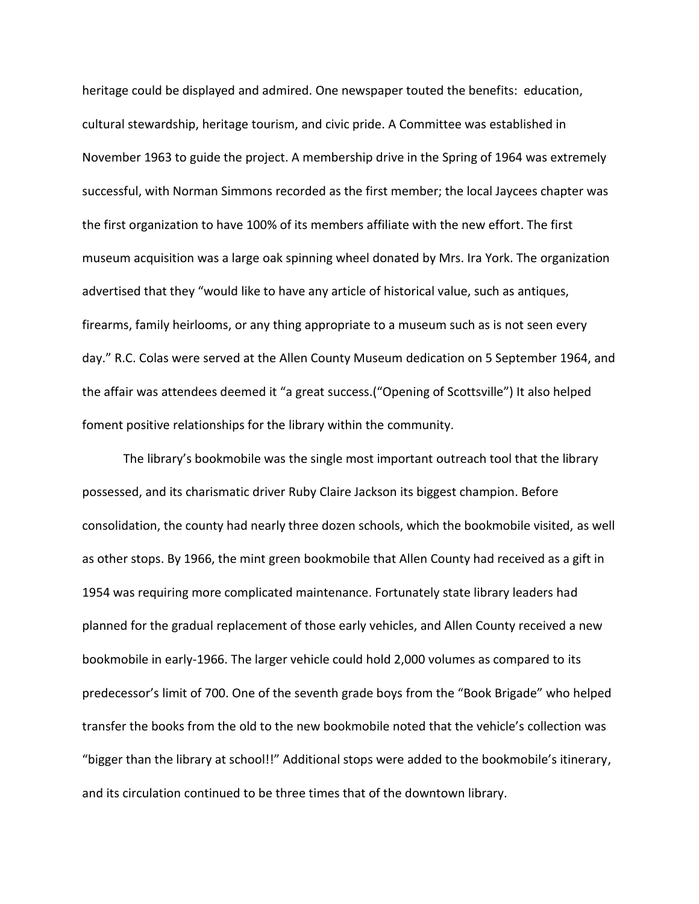heritage could be displayed and admired. One newspaper touted the benefits: education, cultural stewardship, heritage tourism, and civic pride. A Committee was established in November 1963 to guide the project. A membership drive in the Spring of 1964 was extremely successful, with Norman Simmons recorded as the first member; the local Jaycees chapter was the first organization to have 100% of its members affiliate with the new effort. The first museum acquisition was a large oak spinning wheel donated by Mrs. Ira York. The organization advertised that they "would like to have any article of historical value, such as antiques, firearms, family heirlooms, or any thing appropriate to a museum such as is not seen every day." R.C. Colas were served at the Allen County Museum dedication on 5 September 1964, and the affair was attendees deemed it "a great success.("Opening of Scottsville") It also helped foment positive relationships for the library within the community.

The library's bookmobile was the single most important outreach tool that the library possessed, and its charismatic driver Ruby Claire Jackson its biggest champion. Before consolidation, the county had nearly three dozen schools, which the bookmobile visited, as well as other stops. By 1966, the mint green bookmobile that Allen County had received as a gift in 1954 was requiring more complicated maintenance. Fortunately state library leaders had planned for the gradual replacement of those early vehicles, and Allen County received a new bookmobile in early-1966. The larger vehicle could hold 2,000 volumes as compared to its predecessor's limit of 700. One of the seventh grade boys from the "Book Brigade" who helped transfer the books from the old to the new bookmobile noted that the vehicle's collection was "bigger than the library at school!!" Additional stops were added to the bookmobile's itinerary, and its circulation continued to be three times that of the downtown library.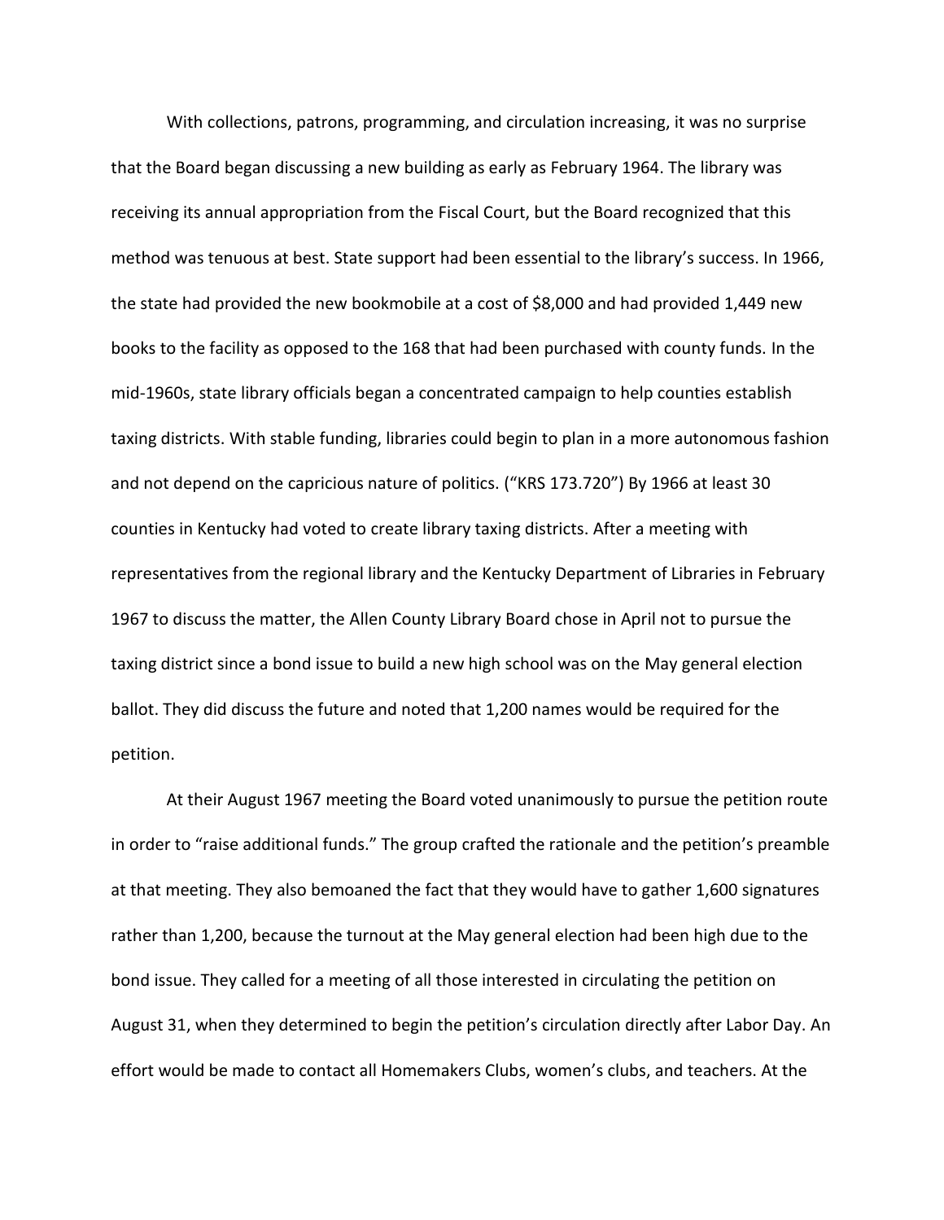With collections, patrons, programming, and circulation increasing, it was no surprise that the Board began discussing a new building as early as February 1964. The library was receiving its annual appropriation from the Fiscal Court, but the Board recognized that this method was tenuous at best. State support had been essential to the library's success. In 1966, the state had provided the new bookmobile at a cost of $8,000 and had provided 1,449 new books to the facility as opposed to the 168 that had been purchased with county funds. In the mid-1960s, state library officials began a concentrated campaign to help counties establish taxing districts. With stable funding, libraries could begin to plan in a more autonomous fashion and not depend on the capricious nature of politics. ("KRS 173.720") By 1966 at least 30 counties in Kentucky had voted to create library taxing districts. After a meeting with representatives from the regional library and the Kentucky Department of Libraries in February 1967 to discuss the matter, the Allen County Library Board chose in April not to pursue the taxing district since a bond issue to build a new high school was on the May general election ballot. They did discuss the future and noted that 1,200 names would be required for the petition.

At their August 1967 meeting the Board voted unanimously to pursue the petition route in order to "raise additional funds." The group crafted the rationale and the petition's preamble at that meeting. They also bemoaned the fact that they would have to gather 1,600 signatures rather than 1,200, because the turnout at the May general election had been high due to the bond issue. They called for a meeting of all those interested in circulating the petition on August 31, when they determined to begin the petition's circulation directly after Labor Day. An effort would be made to contact all Homemakers Clubs, women's clubs, and teachers. At the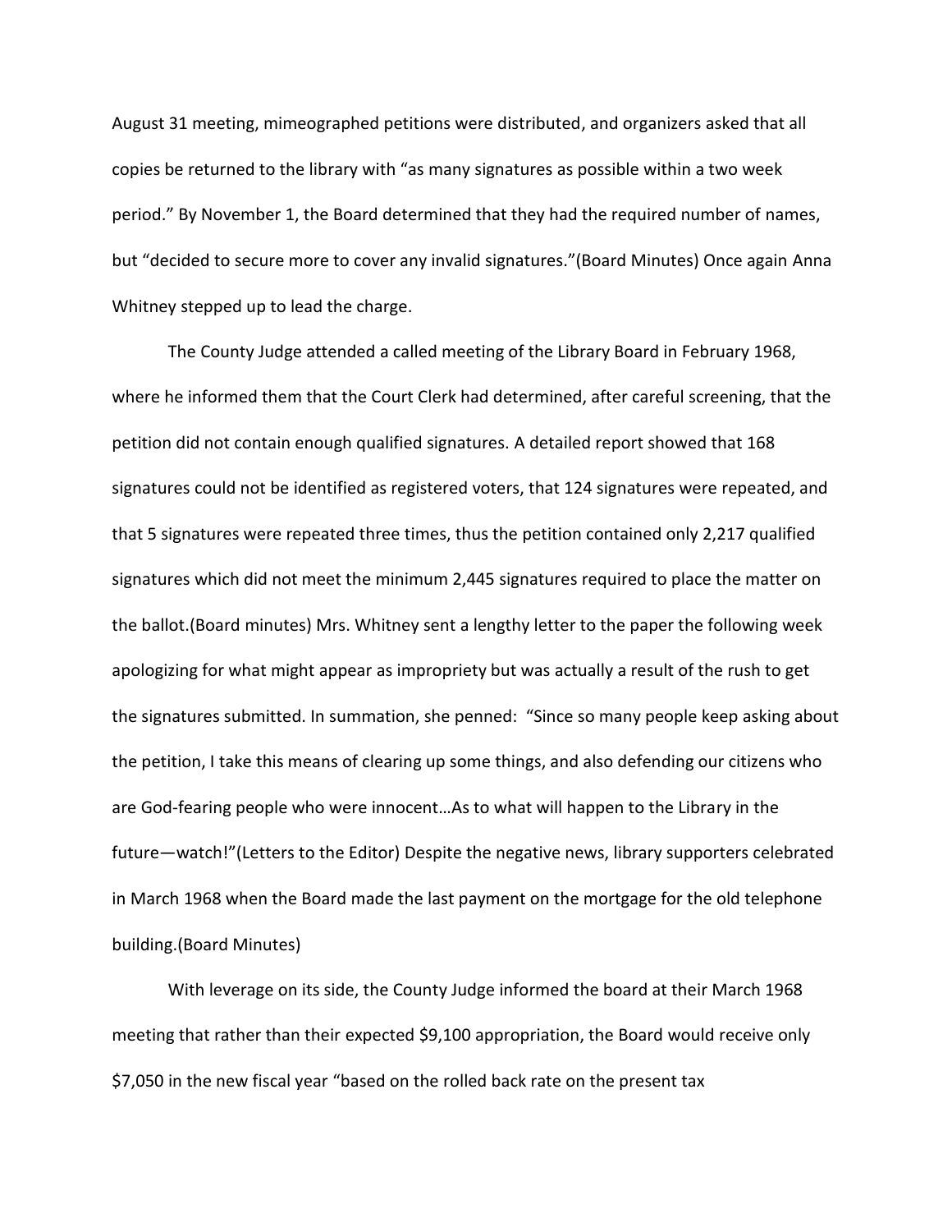August 31 meeting, mimeographed petitions were distributed, and organizers asked that all copies be returned to the library with "as many signatures as possible within a two week period." By November 1, the Board determined that they had the required number of names, but "decided to secure more to cover any invalid signatures."(Board Minutes) Once again Anna Whitney stepped up to lead the charge.

The County Judge attended a called meeting of the Library Board in February 1968, where he informed them that the Court Clerk had determined, after careful screening, that the petition did not contain enough qualified signatures. A detailed report showed that 168 signatures could not be identified as registered voters, that 124 signatures were repeated, and that 5 signatures were repeated three times, thus the petition contained only 2,217 qualified signatures which did not meet the minimum 2,445 signatures required to place the matter on the ballot.(Board minutes) Mrs. Whitney sent a lengthy letter to the paper the following week apologizing for what might appear as impropriety but was actually a result of the rush to get the signatures submitted. In summation, she penned: "Since so many people keep asking about the petition, I take this means of clearing up some things, and also defending our citizens who are God-fearing people who were innocent…As to what will happen to the Library in the future—watch!"(Letters to the Editor) Despite the negative news, library supporters celebrated in March 1968 when the Board made the last payment on the mortgage for the old telephone building.(Board Minutes)

With leverage on its side, the County Judge informed the board at their March 1968 meeting that rather than their expected $9,100 appropriation, the Board would receive only $7,050 in the new fiscal year "based on the rolled back rate on the present tax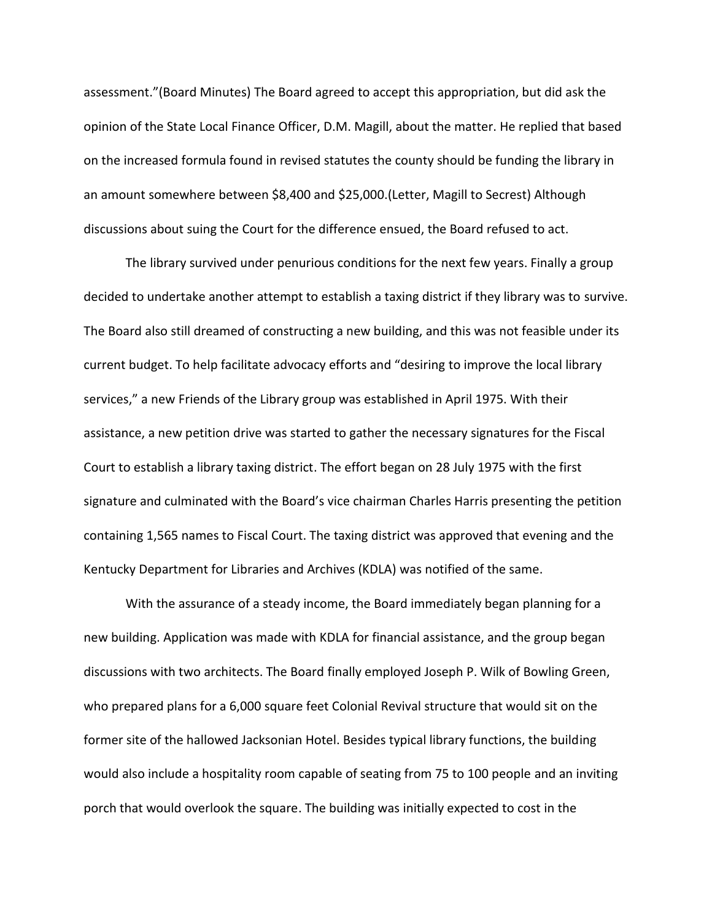assessment."(Board Minutes) The Board agreed to accept this appropriation, but did ask the opinion of the State Local Finance Officer, D.M. Magill, about the matter. He replied that based on the increased formula found in revised statutes the county should be funding the library in an amount somewhere between $8,400 and $25,000.(Letter, Magill to Secrest) Although discussions about suing the Court for the difference ensued, the Board refused to act.

The library survived under penurious conditions for the next few years. Finally a group decided to undertake another attempt to establish a taxing district if they library was to survive. The Board also still dreamed of constructing a new building, and this was not feasible under its current budget. To help facilitate advocacy efforts and "desiring to improve the local library services," a new Friends of the Library group was established in April 1975. With their assistance, a new petition drive was started to gather the necessary signatures for the Fiscal Court to establish a library taxing district. The effort began on 28 July 1975 with the first signature and culminated with the Board's vice chairman Charles Harris presenting the petition containing 1,565 names to Fiscal Court. The taxing district was approved that evening and the Kentucky Department for Libraries and Archives (KDLA) was notified of the same.

With the assurance of a steady income, the Board immediately began planning for a new building. Application was made with KDLA for financial assistance, and the group began discussions with two architects. The Board finally employed Joseph P. Wilk of Bowling Green, who prepared plans for a 6,000 square feet Colonial Revival structure that would sit on the former site of the hallowed Jacksonian Hotel. Besides typical library functions, the building would also include a hospitality room capable of seating from 75 to 100 people and an inviting porch that would overlook the square. The building was initially expected to cost in the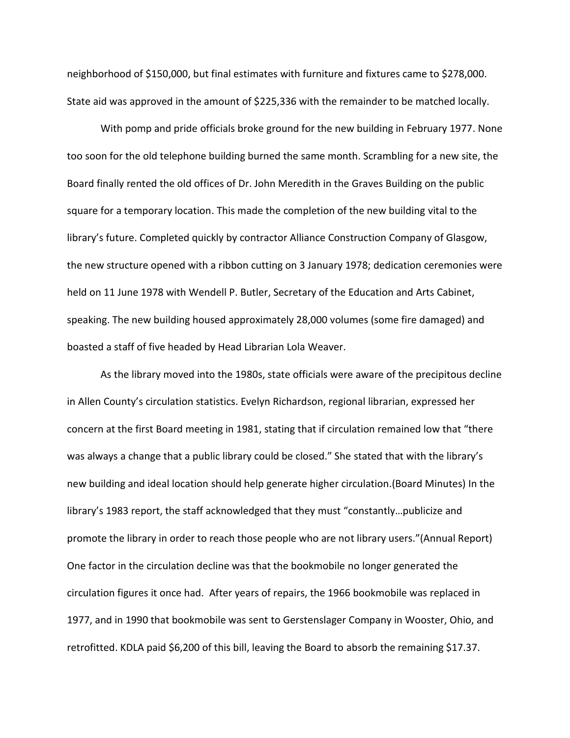neighborhood of $150,000, but final estimates with furniture and fixtures came to $278,000. State aid was approved in the amount of $225,336 with the remainder to be matched locally.

With pomp and pride officials broke ground for the new building in February 1977. None too soon for the old telephone building burned the same month. Scrambling for a new site, the Board finally rented the old offices of Dr. John Meredith in the Graves Building on the public square for a temporary location. This made the completion of the new building vital to the library's future. Completed quickly by contractor Alliance Construction Company of Glasgow, the new structure opened with a ribbon cutting on 3 January 1978; dedication ceremonies were held on 11 June 1978 with Wendell P. Butler, Secretary of the Education and Arts Cabinet, speaking. The new building housed approximately 28,000 volumes (some fire damaged) and boasted a staff of five headed by Head Librarian Lola Weaver.

As the library moved into the 1980s, state officials were aware of the precipitous decline in Allen County's circulation statistics. Evelyn Richardson, regional librarian, expressed her concern at the first Board meeting in 1981, stating that if circulation remained low that "there was always a change that a public library could be closed." She stated that with the library's new building and ideal location should help generate higher circulation.(Board Minutes) In the library's 1983 report, the staff acknowledged that they must "constantly…publicize and promote the library in order to reach those people who are not library users."(Annual Report) One factor in the circulation decline was that the bookmobile no longer generated the circulation figures it once had. After years of repairs, the 1966 bookmobile was replaced in 1977, and in 1990 that bookmobile was sent to Gerstenslager Company in Wooster, Ohio, and retrofitted. KDLA paid $6,200 of this bill, leaving the Board to absorb the remaining $17.37.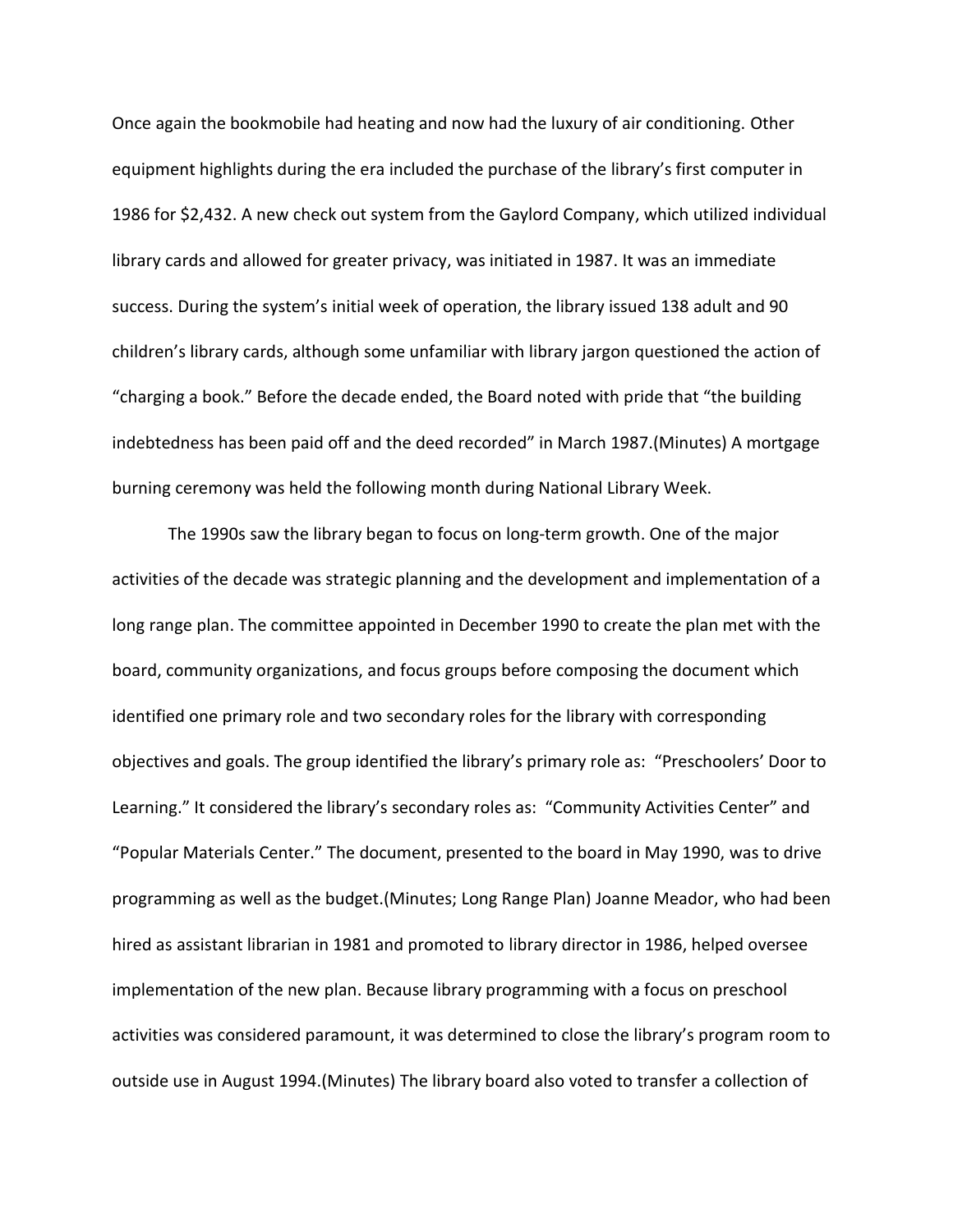Once again the bookmobile had heating and now had the luxury of air conditioning. Other equipment highlights during the era included the purchase of the library's first computer in 1986 for $2,432. A new check out system from the Gaylord Company, which utilized individual library cards and allowed for greater privacy, was initiated in 1987. It was an immediate success. During the system's initial week of operation, the library issued 138 adult and 90 children's library cards, although some unfamiliar with library jargon questioned the action of "charging a book." Before the decade ended, the Board noted with pride that "the building indebtedness has been paid off and the deed recorded" in March 1987.(Minutes) A mortgage burning ceremony was held the following month during National Library Week.

The 1990s saw the library began to focus on long-term growth. One of the major activities of the decade was strategic planning and the development and implementation of a long range plan. The committee appointed in December 1990 to create the plan met with the board, community organizations, and focus groups before composing the document which identified one primary role and two secondary roles for the library with corresponding objectives and goals. The group identified the library's primary role as: "Preschoolers' Door to Learning." It considered the library's secondary roles as: "Community Activities Center" and "Popular Materials Center." The document, presented to the board in May 1990, was to drive programming as well as the budget.(Minutes; Long Range Plan) Joanne Meador, who had been hired as assistant librarian in 1981 and promoted to library director in 1986, helped oversee implementation of the new plan. Because library programming with a focus on preschool activities was considered paramount, it was determined to close the library's program room to outside use in August 1994.(Minutes) The library board also voted to transfer a collection of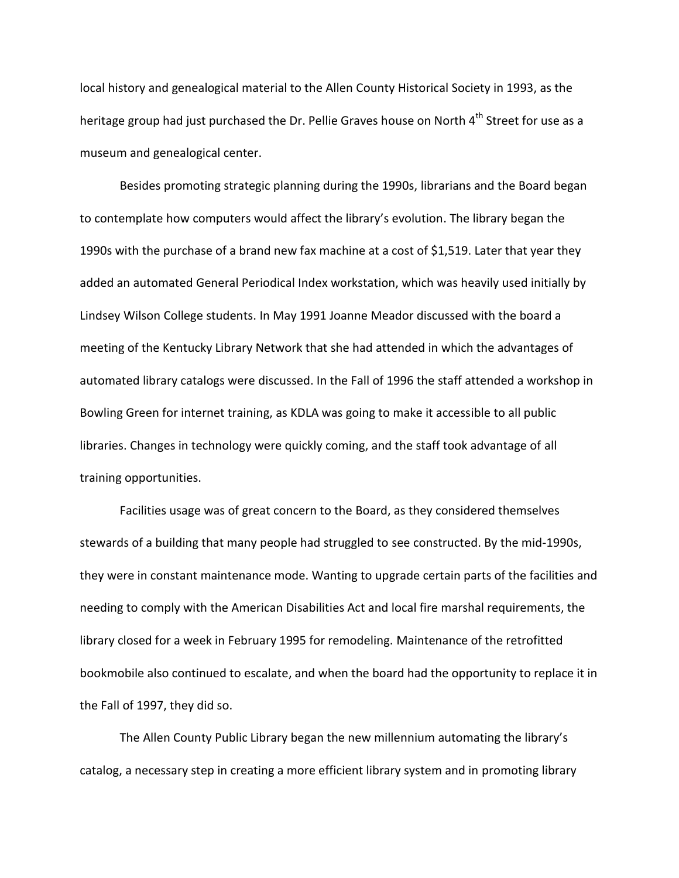local history and genealogical material to the Allen County Historical Society in 1993, as the heritage group had just purchased the Dr. Pellie Graves house on North 4th Street for use as a museum and genealogical center.

Besides promoting strategic planning during the 1990s, librarians and the Board began to contemplate how computers would affect the library's evolution. The library began the 1990s with the purchase of a brand new fax machine at a cost of $1,519. Later that year they added an automated General Periodical Index workstation, which was heavily used initially by Lindsey Wilson College students. In May 1991 Joanne Meador discussed with the board a meeting of the Kentucky Library Network that she had attended in which the advantages of automated library catalogs were discussed. In the Fall of 1996 the staff attended a workshop in Bowling Green for internet training, as KDLA was going to make it accessible to all public libraries. Changes in technology were quickly coming, and the staff took advantage of all training opportunities.

Facilities usage was of great concern to the Board, as they considered themselves stewards of a building that many people had struggled to see constructed. By the mid-1990s, they were in constant maintenance mode. Wanting to upgrade certain parts of the facilities and needing to comply with the American Disabilities Act and local fire marshal requirements, the library closed for a week in February 1995 for remodeling. Maintenance of the retrofitted bookmobile also continued to escalate, and when the board had the opportunity to replace it in the Fall of 1997, they did so.

The Allen County Public Library began the new millennium automating the library's catalog, a necessary step in creating a more efficient library system and in promoting library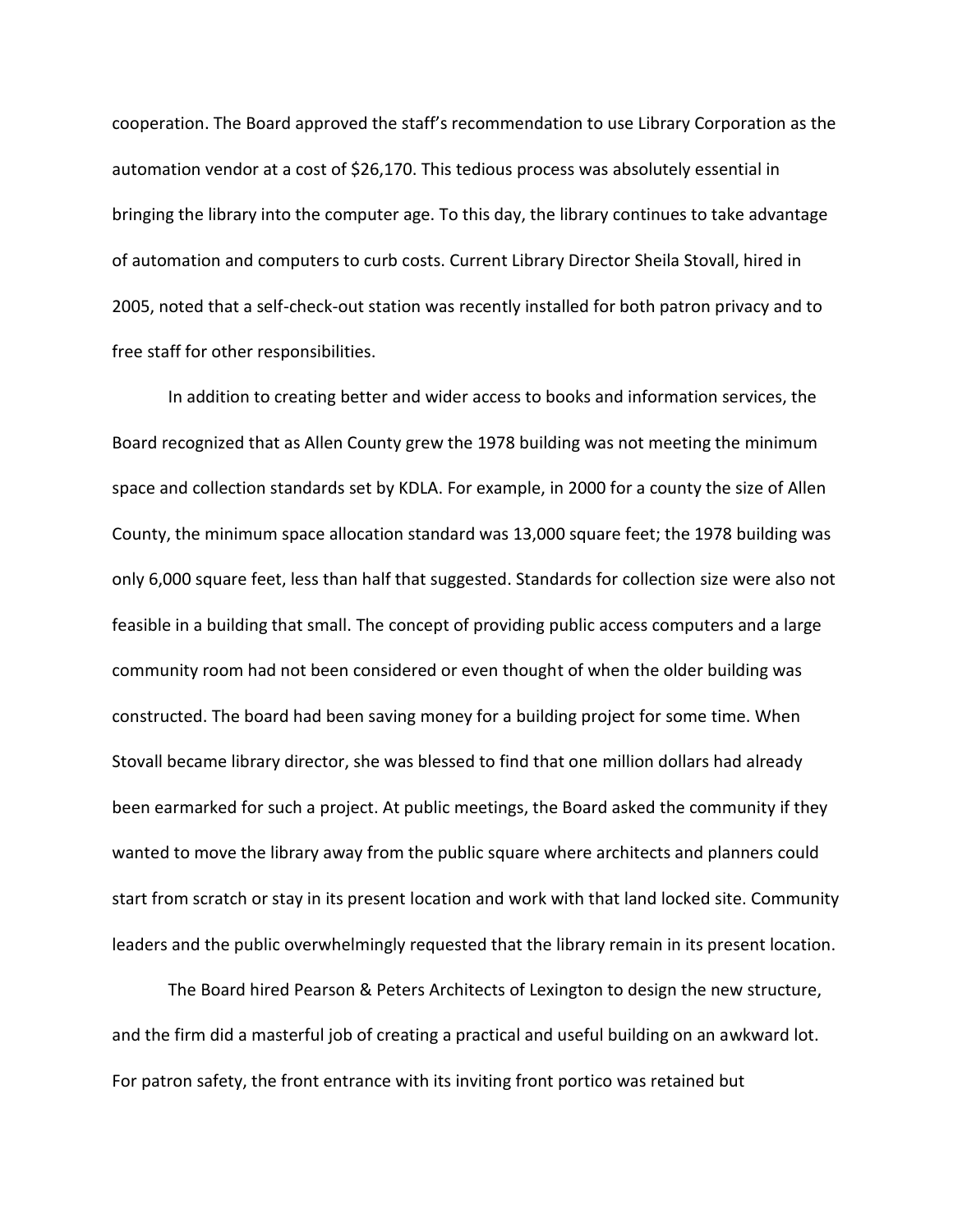cooperation. The Board approved the staff's recommendation to use Library Corporation as the automation vendor at a cost of $26,170. This tedious process was absolutely essential in bringing the library into the computer age. To this day, the library continues to take advantage of automation and computers to curb costs. Current Library Director Sheila Stovall, hired in 2005, noted that a self-check-out station was recently installed for both patron privacy and to free staff for other responsibilities.

In addition to creating better and wider access to books and information services, the Board recognized that as Allen County grew the 1978 building was not meeting the minimum space and collection standards set by KDLA. For example, in 2000 for a county the size of Allen County, the minimum space allocation standard was 13,000 square feet; the 1978 building was only 6,000 square feet, less than half that suggested. Standards for collection size were also not feasible in a building that small. The concept of providing public access computers and a large community room had not been considered or even thought of when the older building was constructed. The board had been saving money for a building project for some time. When Stovall became library director, she was blessed to find that one million dollars had already been earmarked for such a project. At public meetings, the Board asked the community if they wanted to move the library away from the public square where architects and planners could start from scratch or stay in its present location and work with that land locked site. Community leaders and the public overwhelmingly requested that the library remain in its present location.

The Board hired Pearson & Peters Architects of Lexington to design the new structure, and the firm did a masterful job of creating a practical and useful building on an awkward lot. For patron safety, the front entrance with its inviting front portico was retained but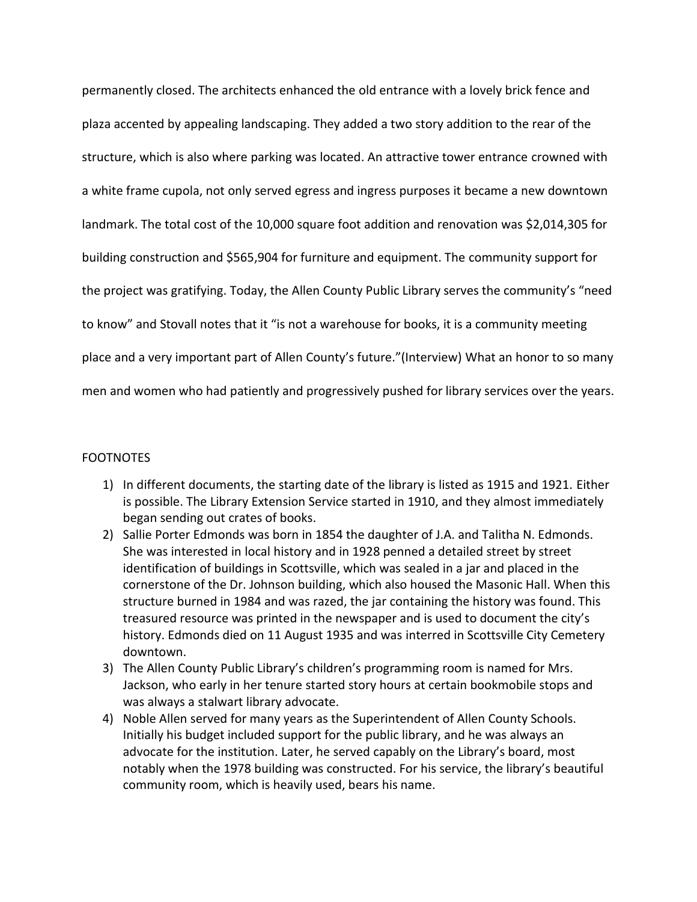permanently closed. The architects enhanced the old entrance with a lovely brick fence and plaza accented by appealing landscaping. They added a two story addition to the rear of the structure, which is also where parking was located. An attractive tower entrance crowned with a white frame cupola, not only served egress and ingress purposes it became a new downtown landmark. The total cost of the 10,000 square foot addition and renovation was $2,014,305 for building construction and $565,904 for furniture and equipment. The community support for the project was gratifying. Today, the Allen County Public Library serves the community's "need to know" and Stovall notes that it "is not a warehouse for books, it is a community meeting place and a very important part of Allen County's future."(Interview) What an honor to so many men and women who had patiently and progressively pushed for library services over the years.

FOOTNOTES

1) In different documents, the starting date of the library is listed as 1915 and 1921. Either is possible. The Library Extension Service started in 1910, and they almost immediately began sending out crates of books.
2) Sallie Porter Edmonds was born in 1854 the daughter of J.A. and Talitha N. Edmonds. She was interested in local history and in 1928 penned a detailed street by street identification of buildings in Scottsville, which was sealed in a jar and placed in the cornerstone of the Dr. Johnson building, which also housed the Masonic Hall. When this structure burned in 1984 and was razed, the jar containing the history was found. This treasured resource was printed in the newspaper and is used to document the city's history. Edmonds died on 11 August 1935 and was interred in Scottsville City Cemetery downtown.
3) The Allen County Public Library's children's programming room is named for Mrs. Jackson, who early in her tenure started story hours at certain bookmobile stops and was always a stalwart library advocate.
4) Noble Allen served for many years as the Superintendent of Allen County Schools. Initially his budget included support for the public library, and he was always an advocate for the institution. Later, he served capably on the Library's board, most notably when the 1978 building was constructed. For his service, the library's beautiful community room, which is heavily used, bears his name.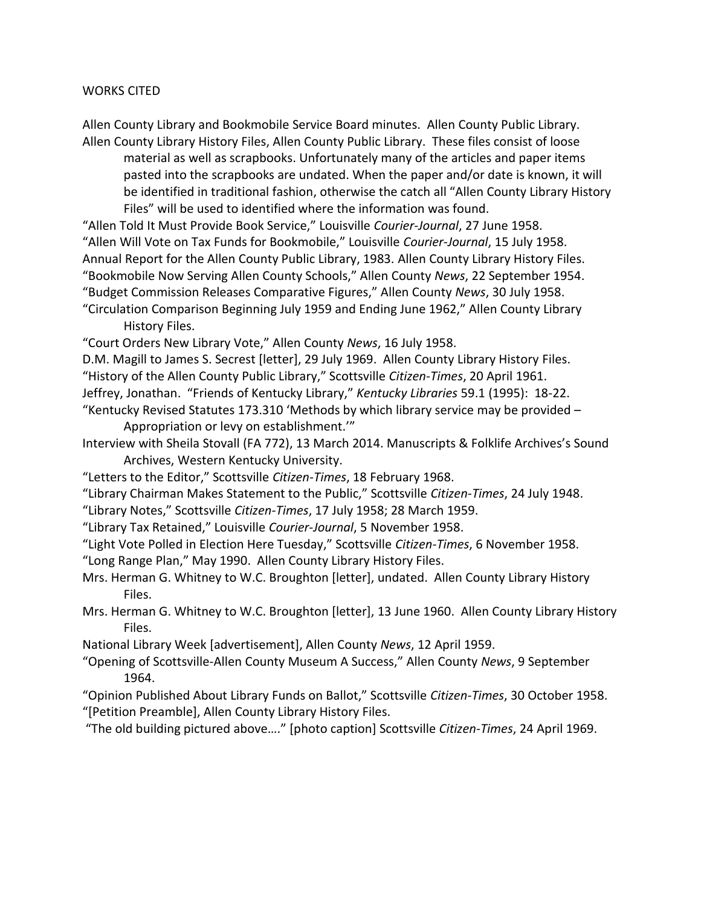WORKS CITED

Allen County Library and Bookmobile Service Board minutes. Allen County Public Library.

Allen County Library History Files, Allen County Public Library. These files consist of loose material as well as scrapbooks. Unfortunately many of the articles and paper items pasted into the scrapbooks are undated. When the paper and/or date is known, it will be identified in traditional fashion, otherwise the catch all "Allen County Library History Files" will be used to identified where the information was found.

"Allen Told It Must Provide Book Service," Louisville *Courier-Journal*, 27 June 1958.

"Allen Will Vote on Tax Funds for Bookmobile," Louisville *Courier-Journal*, 15 July 1958.

Annual Report for the Allen County Public Library, 1983. Allen County Library History Files.

"Bookmobile Now Serving Allen County Schools," Allen County *News*, 22 September 1954.

"Budget Commission Releases Comparative Figures," Allen County *News*, 30 July 1958.

"Circulation Comparison Beginning July 1959 and Ending June 1962," Allen County Library History Files.

"Court Orders New Library Vote," Allen County *News*, 16 July 1958.

D.M. Magill to James S. Secrest [letter], 29 July 1969. Allen County Library History Files.

"History of the Allen County Public Library," Scottsville *Citizen-Times*, 20 April 1961.

Jeffrey, Jonathan. "Friends of Kentucky Library," *Kentucky Libraries* 59.1 (1995): 18-22.

"Kentucky Revised Statutes 173.310 'Methods by which library service may be provided – Appropriation or levy on establishment.'"

Interview with Sheila Stovall (FA 772), 13 March 2014. Manuscripts & Folklife Archives's Sound Archives, Western Kentucky University.

"Letters to the Editor," Scottsville *Citizen-Times*, 18 February 1968.

"Library Chairman Makes Statement to the Public," Scottsville *Citizen-Times*, 24 July 1948.

"Library Notes," Scottsville *Citizen-Times*, 17 July 1958; 28 March 1959.

"Library Tax Retained," Louisville *Courier-Journal*, 5 November 1958.

"Light Vote Polled in Election Here Tuesday," Scottsville *Citizen-Times*, 6 November 1958.

"Long Range Plan," May 1990. Allen County Library History Files.

Mrs. Herman G. Whitney to W.C. Broughton [letter], undated. Allen County Library History Files.

Mrs. Herman G. Whitney to W.C. Broughton [letter], 13 June 1960. Allen County Library History Files.

National Library Week [advertisement], Allen County *News*, 12 April 1959.

"Opening of Scottsville-Allen County Museum A Success," Allen County *News*, 9 September 1964.

"Opinion Published About Library Funds on Ballot," Scottsville *Citizen-Times*, 30 October 1958.

"[Petition Preamble], Allen County Library History Files.

"The old building pictured above…." [photo caption] Scottsville *Citizen-Times*, 24 April 1969.